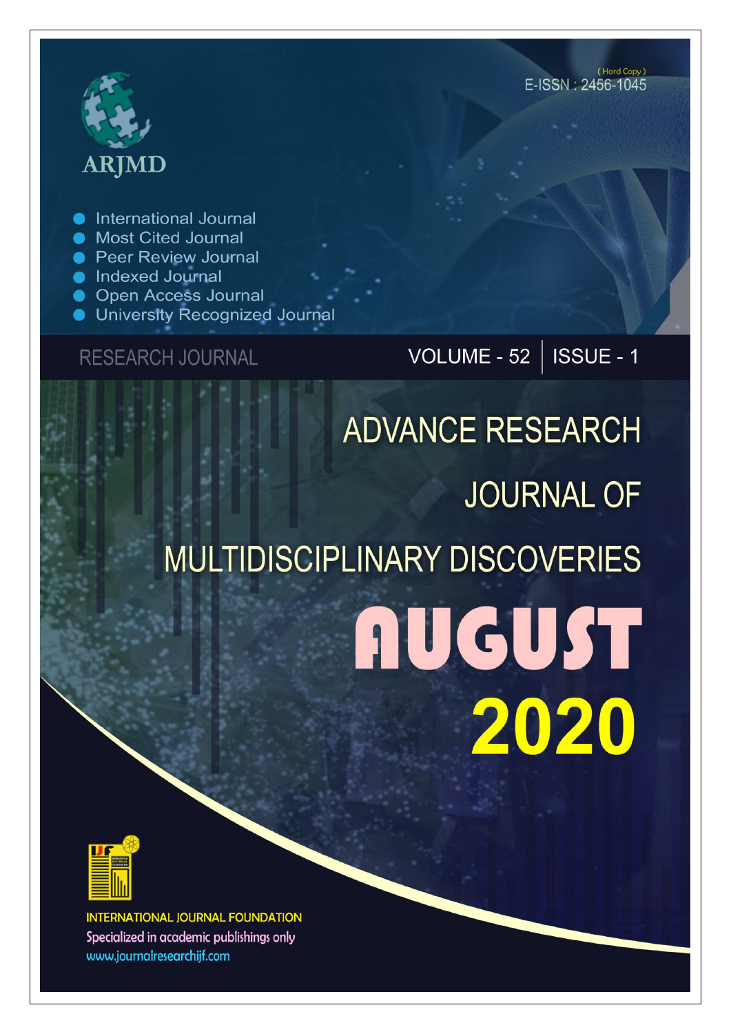ARJMD

(Hard Copy)
E-ISSN : 2456-1045

- International Journal
- Most Cited Journal
- Peer Review Journal
- Indexed Journal
- Open Access Journal
- University Recognized Journal

RESEARCH JOURNAL

VOLUME - 52 | ISSUE - 1

# ADVANCE RESEARCH JOURNAL OF MULTIDISCIPLINARY DISCOVERIES

# AUGUST 2020

INTERNATIONAL JOURNAL FOUNDATION

Specialized in academic publishings only

www.journalresearchijf.com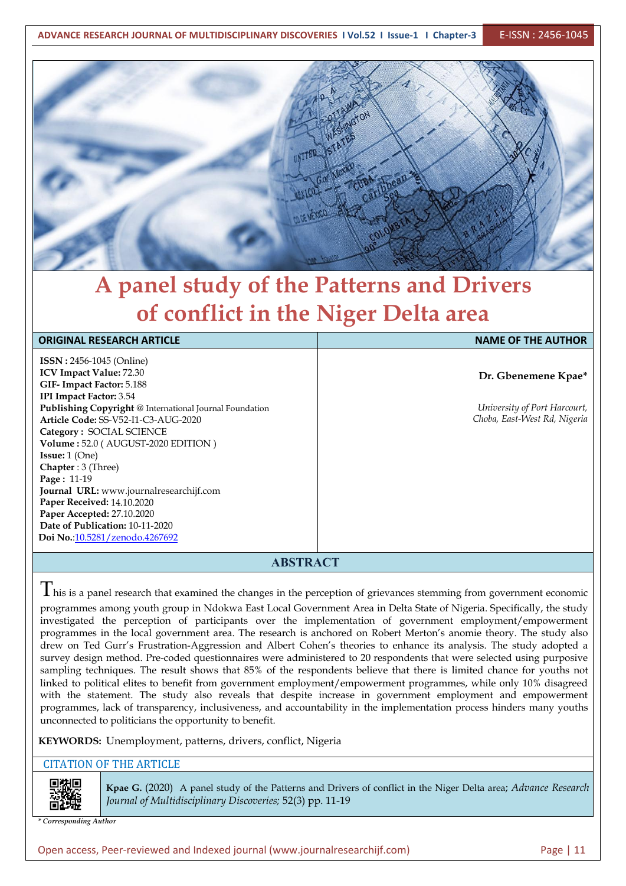# A panel study of the Patterns and Drivers of conflict in the Niger Delta area

| ORIGINAL RESEARCH ARTICLE | NAME OF THE AUTHOR |
| --- | --- |
| **ISSN :** 2456-1045 (Online)<br>**ICV Impact Value:** 72.30<br>**GIF- Impact Factor:** 5.188<br>**IPI Impact Factor:** 3.54<br>**Publishing Copyright** @ International Journal Foundation<br>**Article Code:** SS-V52-I1-C3-AUG-2020<br>**Category :** SOCIAL SCIENCE<br>**Volume :** 52.0 ( AUGUST-2020 EDITION )<br>**Issue:** 1 (One)<br>**Chapter** : 3 (Three)<br>**Page :** 11-19<br>**Journal URL:** www.journalresearchijf.com<br>**Paper Received:** 14.10.2020<br>**Paper Accepted:** 27.10.2020<br>**Date of Publication:** 10-11-2020<br>**Doi No.**:10.5281/zenodo.4267692 | **Dr. Gbenemene Kpae***<br><br>*University of Port Harcourt, Choba, East-West Rd, Nigeria* |

## ABSTRACT

This is a panel research that examined the changes in the perception of grievances stemming from government economic programmes among youth group in Ndokwa East Local Government Area in Delta State of Nigeria. Specifically, the study investigated the perception of participants over the implementation of government employment/empowerment programmes in the local government area. The research is anchored on Robert Merton's anomie theory. The study also drew on Ted Gurr's Frustration-Aggression and Albert Cohen's theories to enhance its analysis. The study adopted a survey design method. Pre-coded questionnaires were administered to 20 respondents that were selected using purposive sampling techniques. The result shows that 85% of the respondents believe that there is limited chance for youths not linked to political elites to benefit from government employment/empowerment programmes, while only 10% disagreed with the statement. The study also reveals that despite increase in government employment and empowerment programmes, lack of transparency, inclusiveness, and accountability in the implementation process hinders many youths unconnected to politicians the opportunity to benefit.

**KEYWORDS:** Unemployment, patterns, drivers, conflict, Nigeria

### CITATION OF THE ARTICLE

**Kpae G.** (2020) A panel study of the Patterns and Drivers of conflict in the Niger Delta area; *Advance Research Journal of Multidisciplinary Discoveries;* 52(3) pp. 11-19

*\* Corresponding Author*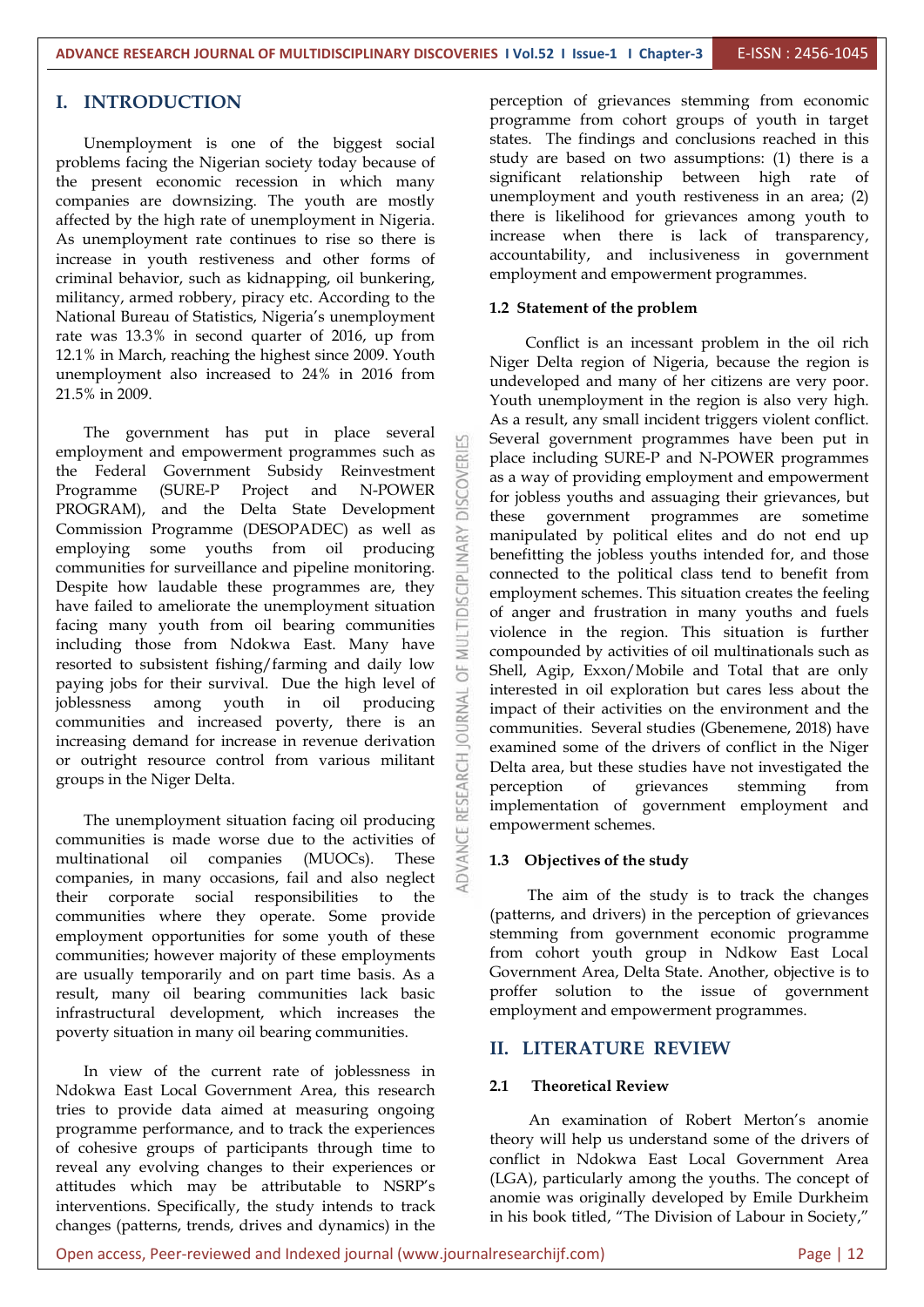# I. INTRODUCTION

Unemployment is one of the biggest social problems facing the Nigerian society today because of the present economic recession in which many companies are downsizing. The youth are mostly affected by the high rate of unemployment in Nigeria. As unemployment rate continues to rise so there is increase in youth restiveness and other forms of criminal behavior, such as kidnapping, oil bunkering, militancy, armed robbery, piracy etc. According to the National Bureau of Statistics, Nigeria's unemployment rate was 13.3% in second quarter of 2016, up from 12.1% in March, reaching the highest since 2009. Youth unemployment also increased to 24% in 2016 from 21.5% in 2009.

The government has put in place several employment and empowerment programmes such as the Federal Government Subsidy Reinvestment Programme (SURE-P Project and N-POWER PROGRAM), and the Delta State Development Commission Programme (DESOPADEC) as well as employing some youths from oil producing communities for surveillance and pipeline monitoring. Despite how laudable these programmes are, they have failed to ameliorate the unemployment situation facing many youth from oil bearing communities including those from Ndokwa East. Many have resorted to subsistent fishing/farming and daily low paying jobs for their survival. Due the high level of joblessness among youth in oil producing communities and increased poverty, there is an increasing demand for increase in revenue derivation or outright resource control from various militant groups in the Niger Delta.

The unemployment situation facing oil producing communities is made worse due to the activities of multinational oil companies (MUOCs). These companies, in many occasions, fail and also neglect their corporate social responsibilities to the communities where they operate. Some provide employment opportunities for some youth of these communities; however majority of these employments are usually temporarily and on part time basis. As a result, many oil bearing communities lack basic infrastructural development, which increases the poverty situation in many oil bearing communities.

In view of the current rate of joblessness in Ndokwa East Local Government Area, this research tries to provide data aimed at measuring ongoing programme performance, and to track the experiences of cohesive groups of participants through time to reveal any evolving changes to their experiences or attitudes which may be attributable to NSRP's interventions. Specifically, the study intends to track changes (patterns, trends, drives and dynamics) in the perception of grievances stemming from economic programme from cohort groups of youth in target states. The findings and conclusions reached in this study are based on two assumptions: (1) there is a significant relationship between high rate of unemployment and youth restiveness in an area; (2) there is likelihood for grievances among youth to increase when there is lack of transparency, accountability, and inclusiveness in government employment and empowerment programmes.

### 1.2 Statement of the problem

Conflict is an incessant problem in the oil rich Niger Delta region of Nigeria, because the region is undeveloped and many of her citizens are very poor. Youth unemployment in the region is also very high. As a result, any small incident triggers violent conflict. Several government programmes have been put in place including SURE-P and N-POWER programmes as a way of providing employment and empowerment for jobless youths and assuaging their grievances, but these government programmes are sometime manipulated by political elites and do not end up benefitting the jobless youths intended for, and those connected to the political class tend to benefit from employment schemes. This situation creates the feeling of anger and frustration in many youths and fuels violence in the region. This situation is further compounded by activities of oil multinationals such as Shell, Agip, Exxon/Mobile and Total that are only interested in oil exploration but cares less about the impact of their activities on the environment and the communities. Several studies (Gbenemene, 2018) have examined some of the drivers of conflict in the Niger Delta area, but these studies have not investigated the perception of grievances stemming from implementation of government employment and empowerment schemes.

### 1.3 Objectives of the study

The aim of the study is to track the changes (patterns, and drivers) in the perception of grievances stemming from government economic programme from cohort youth group in Ndkow East Local Government Area, Delta State. Another, objective is to proffer solution to the issue of government employment and empowerment programmes.

# II. LITERATURE REVIEW

### 2.1 Theoretical Review

An examination of Robert Merton's anomie theory will help us understand some of the drivers of conflict in Ndokwa East Local Government Area (LGA), particularly among the youths. The concept of anomie was originally developed by Emile Durkheim in his book titled, "The Division of Labour in Society,"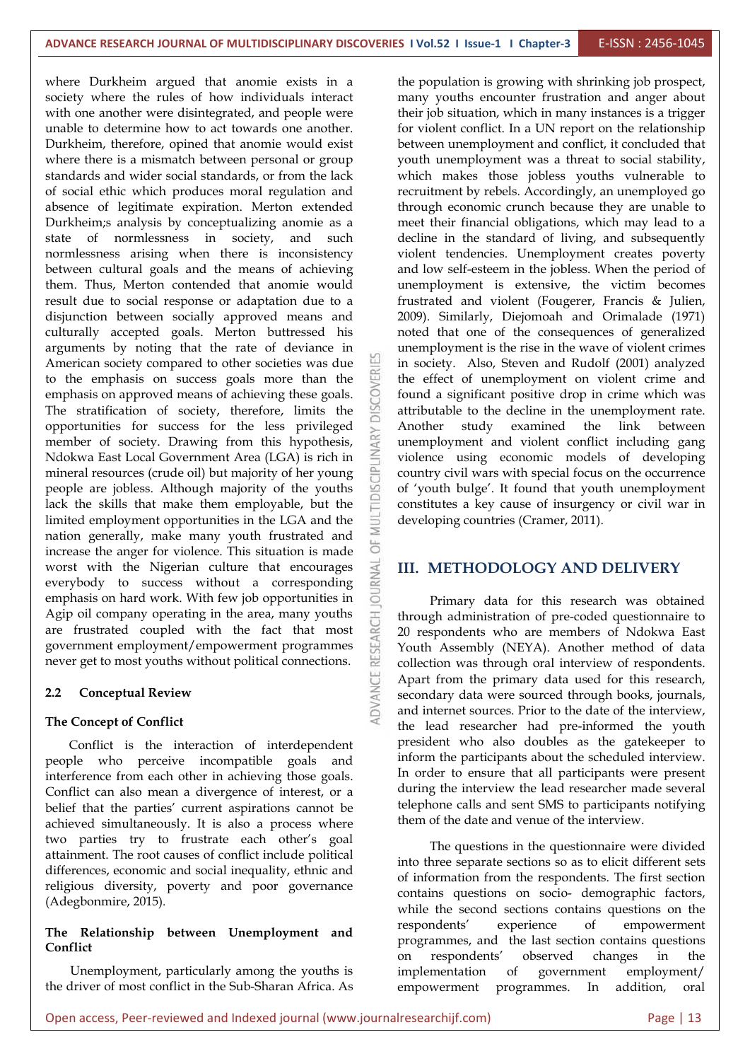where Durkheim argued that anomie exists in a society where the rules of how individuals interact with one another were disintegrated, and people were unable to determine how to act towards one another. Durkheim, therefore, opined that anomie would exist where there is a mismatch between personal or group standards and wider social standards, or from the lack of social ethic which produces moral regulation and absence of legitimate expiration. Merton extended Durkheim;s analysis by conceptualizing anomie as a state of normlessness in society, and such normlessness arising when there is inconsistency between cultural goals and the means of achieving them. Thus, Merton contended that anomie would result due to social response or adaptation due to a disjunction between socially approved means and culturally accepted goals. Merton buttressed his arguments by noting that the rate of deviance in American society compared to other societies was due to the emphasis on success goals more than the emphasis on approved means of achieving these goals. The stratification of society, therefore, limits the opportunities for success for the less privileged member of society. Drawing from this hypothesis, Ndokwa East Local Government Area (LGA) is rich in mineral resources (crude oil) but majority of her young people are jobless. Although majority of the youths lack the skills that make them employable, but the limited employment opportunities in the LGA and the nation generally, make many youth frustrated and increase the anger for violence. This situation is made worst with the Nigerian culture that encourages everybody to success without a corresponding emphasis on hard work. With few job opportunities in Agip oil company operating in the area, many youths are frustrated coupled with the fact that most government employment/empowerment programmes never get to most youths without political connections.

### 2.2 Conceptual Review

#### The Concept of Conflict

Conflict is the interaction of interdependent people who perceive incompatible goals and interference from each other in achieving those goals. Conflict can also mean a divergence of interest, or a belief that the parties' current aspirations cannot be achieved simultaneously. It is also a process where two parties try to frustrate each other's goal attainment. The root causes of conflict include political differences, economic and social inequality, ethnic and religious diversity, poverty and poor governance (Adegbonmire, 2015).

#### The Relationship between Unemployment and Conflict

Unemployment, particularly among the youths is the driver of most conflict in the Sub-Sharan Africa. As the population is growing with shrinking job prospect, many youths encounter frustration and anger about their job situation, which in many instances is a trigger for violent conflict. In a UN report on the relationship between unemployment and conflict, it concluded that youth unemployment was a threat to social stability, which makes those jobless youths vulnerable to recruitment by rebels. Accordingly, an unemployed go through economic crunch because they are unable to meet their financial obligations, which may lead to a decline in the standard of living, and subsequently violent tendencies. Unemployment creates poverty and low self-esteem in the jobless. When the period of unemployment is extensive, the victim becomes frustrated and violent (Fougerer, Francis & Julien, 2009). Similarly, Diejomoah and Orimalade (1971) noted that one of the consequences of generalized unemployment is the rise in the wave of violent crimes in society. Also, Steven and Rudolf (2001) analyzed the effect of unemployment on violent crime and found a significant positive drop in crime which was attributable to the decline in the unemployment rate. Another study examined the link between unemployment and violent conflict including gang violence using economic models of developing country civil wars with special focus on the occurrence of 'youth bulge'. It found that youth unemployment constitutes a key cause of insurgency or civil war in developing countries (Cramer, 2011).

## III. METHODOLOGY AND DELIVERY

Primary data for this research was obtained through administration of pre-coded questionnaire to 20 respondents who are members of Ndokwa East Youth Assembly (NEYA). Another method of data collection was through oral interview of respondents. Apart from the primary data used for this research, secondary data were sourced through books, journals, and internet sources. Prior to the date of the interview, the lead researcher had pre-informed the youth president who also doubles as the gatekeeper to inform the participants about the scheduled interview. In order to ensure that all participants were present during the interview the lead researcher made several telephone calls and sent SMS to participants notifying them of the date and venue of the interview.

The questions in the questionnaire were divided into three separate sections so as to elicit different sets of information from the respondents. The first section contains questions on socio- demographic factors, while the second sections contains questions on the respondents' experience of empowerment programmes, and the last section contains questions on respondents' observed changes in the implementation of government employment/ empowerment programmes. In addition, oral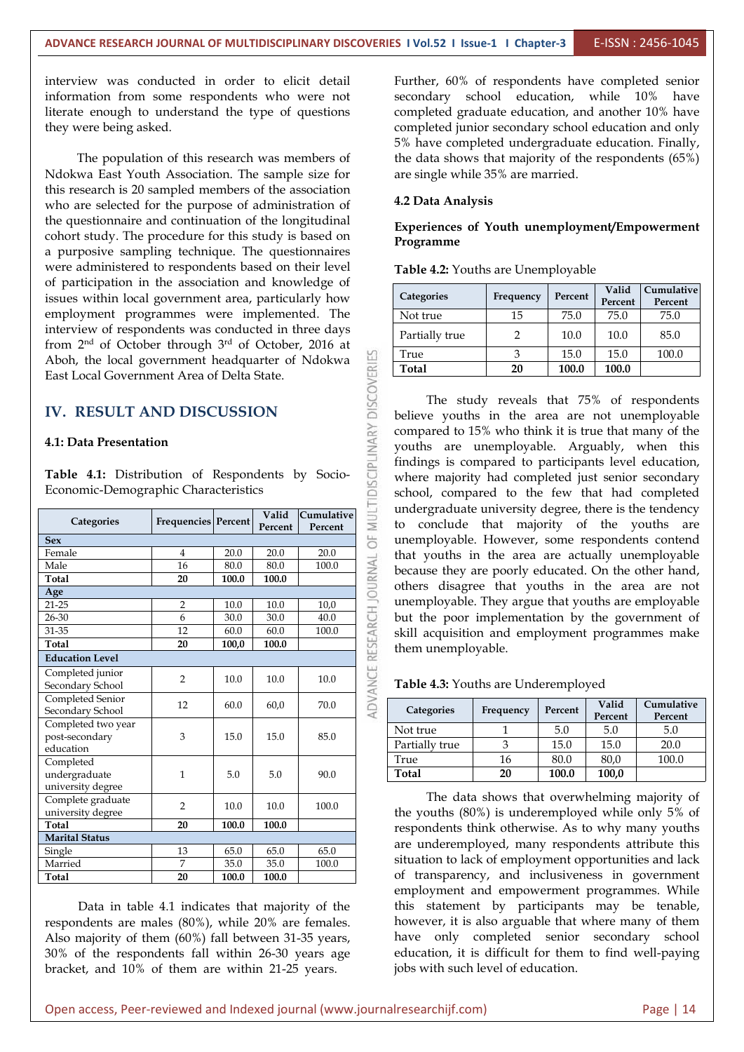interview was conducted in order to elicit detail information from some respondents who were not literate enough to understand the type of questions they were being asked.

The population of this research was members of Ndokwa East Youth Association. The sample size for this research is 20 sampled members of the association who are selected for the purpose of administration of the questionnaire and continuation of the longitudinal cohort study. The procedure for this study is based on a purposive sampling technique. The questionnaires were administered to respondents based on their level of participation in the association and knowledge of issues within local government area, particularly how employment programmes were implemented. The interview of respondents was conducted in three days from 2nd of October through 3rd of October, 2016 at Aboh, the local government headquarter of Ndokwa East Local Government Area of Delta State.

## IV. RESULT AND DISCUSSION

### 4.1: Data Presentation

**Table 4.1:** Distribution of Respondents by Socio-Economic-Demographic Characteristics

| Categories | Frequencies | Percent | Valid Percent | Cumulative Percent |
|---|---|---|---|---|
| **Sex** | | | | |
| Female | 4 | 20.0 | 20.0 | 20.0 |
| Male | 16 | 80.0 | 80.0 | 100.0 |
| **Total** | **20** | **100.0** | **100.0** | |
| **Age** | | | | |
| 21-25 | 2 | 10.0 | 10.0 | 10,0 |
| 26-30 | 6 | 30.0 | 30.0 | 40.0 |
| 31-35 | 12 | 60.0 | 60.0 | 100.0 |
| **Total** | **20** | **100,0** | **100.0** | |
| **Education Level** | | | | |
| Completed junior Secondary School | 2 | 10.0 | 10.0 | 10.0 |
| Completed Senior Secondary School | 12 | 60.0 | 60,0 | 70.0 |
| Completed two year post-secondary education | 3 | 15.0 | 15.0 | 85.0 |
| Completed undergraduate university degree | 1 | 5.0 | 5.0 | 90.0 |
| Complete graduate university degree | 2 | 10.0 | 10.0 | 100.0 |
| **Total** | **20** | **100.0** | **100.0** | |
| **Marital Status** | | | | |
| Single | 13 | 65.0 | 65.0 | 65.0 |
| Married | 7 | 35.0 | 35.0 | 100.0 |
| **Total** | **20** | **100.0** | **100.0** | |

Data in table 4.1 indicates that majority of the respondents are males (80%), while 20% are females. Also majority of them (60%) fall between 31-35 years, 30% of the respondents fall within 26-30 years age bracket, and 10% of them are within 21-25 years.

Further, 60% of respondents have completed senior secondary school education, while 10% have completed graduate education, and another 10% have completed junior secondary school education and only 5% have completed undergraduate education. Finally, the data shows that majority of the respondents (65%) are single while 35% are married.

### 4.2 Data Analysis

**Experiences of Youth unemployment/Empowerment Programme**

**Table 4.2:** Youths are Unemployable

| Categories | Frequency | Percent | Valid Percent | Cumulative Percent |
|---|---|---|---|---|
| Not true | 15 | 75.0 | 75.0 | 75.0 |
| Partially true | 2 | 10.0 | 10.0 | 85.0 |
| True | 3 | 15.0 | 15.0 | 100.0 |
| **Total** | **20** | **100.0** | **100.0** | |

The study reveals that 75% of respondents believe youths in the area are not unemployable compared to 15% who think it is true that many of the youths are unemployable. Arguably, when this findings is compared to participants level education, where majority had completed just senior secondary school, compared to the few that had completed undergraduate university degree, there is the tendency to conclude that majority of the youths are unemployable. However, some respondents contend that youths in the area are actually unemployable because they are poorly educated. On the other hand, others disagree that youths in the area are not unemployable. They argue that youths are employable but the poor implementation by the government of skill acquisition and employment programmes make them unemployable.

**Table 4.3:** Youths are Underemployed

| Categories | Frequency | Percent | Valid Percent | Cumulative Percent |
|---|---|---|---|---|
| Not true | 1 | 5.0 | 5.0 | 5.0 |
| Partially true | 3 | 15.0 | 15.0 | 20.0 |
| True | 16 | 80.0 | 80,0 | 100.0 |
| **Total** | **20** | **100.0** | **100,0** | |

The data shows that overwhelming majority of the youths (80%) is underemployed while only 5% of respondents think otherwise. As to why many youths are underemployed, many respondents attribute this situation to lack of employment opportunities and lack of transparency, and inclusiveness in government employment and empowerment programmes. While this statement by participants may be tenable, however, it is also arguable that where many of them have only completed senior secondary school education, it is difficult for them to find well-paying jobs with such level of education.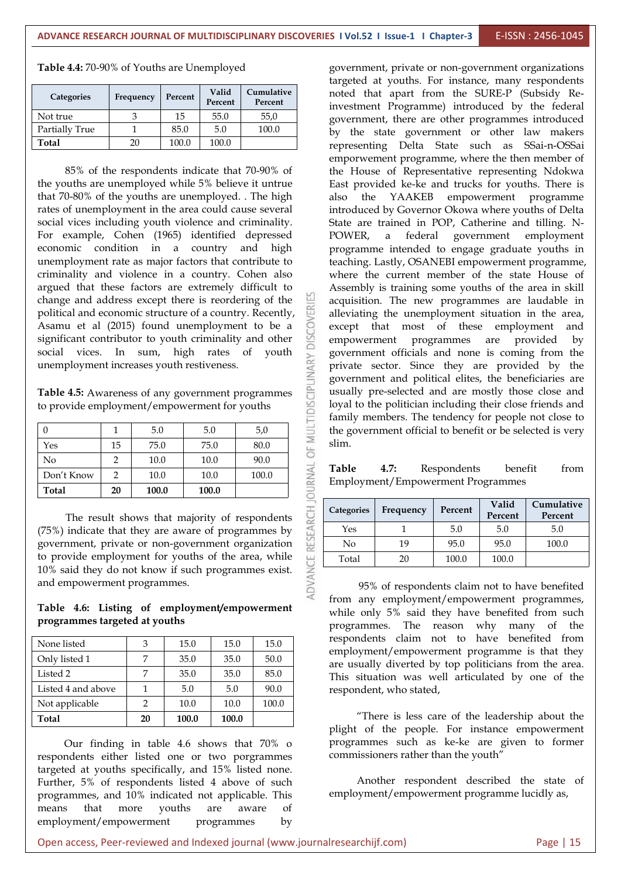**Table 4.4:** 70-90% of Youths are Unemployed

| Categories | Frequency | Percent | Valid Percent | Cumulative Percent |
|---|---|---|---|---|
| Not true | 3 | 15 | 55.0 | 55,0 |
| Partially True | 1 | 85.0 | 5.0 | 100.0 |
| **Total** | 20 | 100.0 | 100.0 | |

85% of the respondents indicate that 70-90% of the youths are unemployed while 5% believe it untrue that 70-80% of the youths are unemployed. . The high rates of unemployment in the area could cause several social vices including youth violence and criminality. For example, Cohen (1965) identified depressed economic condition in a country and high unemployment rate as major factors that contribute to criminality and violence in a country. Cohen also argued that these factors are extremely difficult to change and address except there is reordering of the political and economic structure of a country. Recently, Asamu et al (2015) found unemployment to be a significant contributor to youth criminality and other social vices. In sum, high rates of youth unemployment increases youth restiveness.

**Table 4.5:** Awareness of any government programmes to provide employment/empowerment for youths

| | | | | |
|---|---|---|---|---|
| 0 | 1 | 5.0 | 5.0 | 5,0 |
| Yes | 15 | 75.0 | 75.0 | 80.0 |
| No | 2 | 10.0 | 10.0 | 90.0 |
| Don't Know | 2 | 10.0 | 10.0 | 100.0 |
| **Total** | **20** | **100.0** | **100.0** | |

The result shows that majority of respondents (75%) indicate that they are aware of programmes by government, private or non-government organization to provide employment for youths of the area, while 10% said they do not know if such programmes exist. and empowerment programmes.

**Table 4.6: Listing of employment/empowerment programmes targeted at youths**

| | | | | |
|---|---|---|---|---|
| None listed | 3 | 15.0 | 15.0 | 15.0 |
| Only listed 1 | 7 | 35.0 | 35.0 | 50.0 |
| Listed 2 | 7 | 35.0 | 35.0 | 85.0 |
| Listed 4 and above | 1 | 5.0 | 5.0 | 90.0 |
| Not applicable | 2 | 10.0 | 10.0 | 100.0 |
| **Total** | **20** | **100.0** | **100.0** | |

Our finding in table 4.6 shows that 70% o respondents either listed one or two porgrammes targeted at youths specifically, and 15% listed none. Further, 5% of respondents listed 4 above of such programmes, and 10% indicated not applicable. This means that more youths are aware of employment/empowerment programmes by government, private or non-government organizations targeted at youths. For instance, many respondents noted that apart from the SURE-P (Subsidy Re-investment Programme) introduced by the federal government, there are other programmes introduced by the state government or other law makers representing Delta State such as SSai-n-OSSai emporwement programme, where the then member of the House of Representative representing Ndokwa East provided ke-ke and trucks for youths. There is also the YAAKEB empowerment programme introduced by Governor Okowa where youths of Delta State are trained in POP, Catherine and tilling. N-POWER, a federal government employment programme intended to engage graduate youths in teaching. Lastly, OSANEBI empowerment programme, where the current member of the state House of Assembly is training some youths of the area in skill acquisition. The new programmes are laudable in alleviating the unemployment situation in the area, except that most of these employment and empowerment programmes are provided by government officials and none is coming from the private sector. Since they are provided by the government and political elites, the beneficiaries are usually pre-selected and are mostly those close and loyal to the politician including their close friends and family members. The tendency for people not close to the government official to benefit or be selected is very slim.

**Table 4.7:** Respondents benefit from Employment/Empowerment Programmes

| Categories | Frequency | Percent | Valid Percent | Cumulative Percent |
|---|---|---|---|---|
| Yes | 1 | 5.0 | 5.0 | 5.0 |
| No | 19 | 95.0 | 95.0 | 100.0 |
| Total | 20 | 100.0 | 100.0 | |

95% of respondents claim not to have benefited from any employment/empowerment programmes, while only 5% said they have benefited from such programmes. The reason why many of the respondents claim not to have benefited from employment/empowerment programme is that they are usually diverted by top politicians from the area. This situation was well articulated by one of the respondent, who stated,

"There is less care of the leadership about the plight of the people. For instance empowerment programmes such as ke-ke are given to former commissioners rather than the youth"

Another respondent described the state of employment/empowerment programme lucidly as,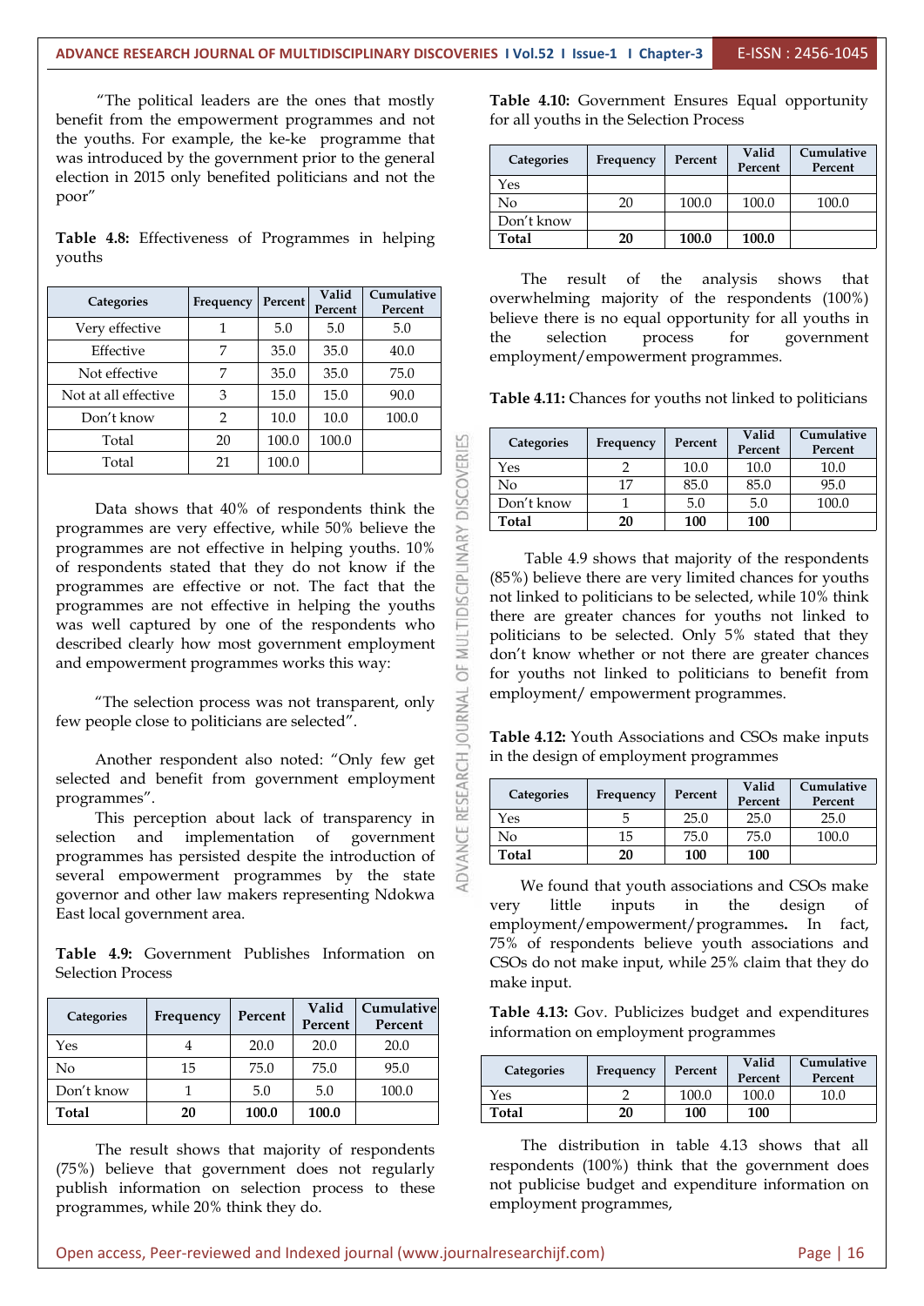"The political leaders are the ones that mostly benefit from the empowerment programmes and not the youths. For example, the ke-ke programme that was introduced by the government prior to the general election in 2015 only benefited politicians and not the poor"

**Table 4.8:** Effectiveness of Programmes in helping youths

| Categories | Frequency | Percent | Valid Percent | Cumulative Percent |
|---|---|---|---|---|
| Very effective | 1 | 5.0 | 5.0 | 5.0 |
| Effective | 7 | 35.0 | 35.0 | 40.0 |
| Not effective | 7 | 35.0 | 35.0 | 75.0 |
| Not at all effective | 3 | 15.0 | 15.0 | 90.0 |
| Don't know | 2 | 10.0 | 10.0 | 100.0 |
| Total | 20 | 100.0 | 100.0 | |
| Total | 21 | 100.0 | | |

Data shows that 40% of respondents think the programmes are very effective, while 50% believe the programmes are not effective in helping youths. 10% of respondents stated that they do not know if the programmes are effective or not. The fact that the programmes are not effective in helping the youths was well captured by one of the respondents who described clearly how most government employment and empowerment programmes works this way:

"The selection process was not transparent, only few people close to politicians are selected".

Another respondent also noted: "Only few get selected and benefit from government employment programmes".

This perception about lack of transparency in selection and implementation of government programmes has persisted despite the introduction of several empowerment programmes by the state governor and other law makers representing Ndokwa East local government area.

**Table 4.9:** Government Publishes Information on Selection Process

| Categories | Frequency | Percent | Valid Percent | Cumulative Percent |
|---|---|---|---|---|
| Yes | 4 | 20.0 | 20.0 | 20.0 |
| No | 15 | 75.0 | 75.0 | 95.0 |
| Don't know | 1 | 5.0 | 5.0 | 100.0 |
| **Total** | **20** | **100.0** | **100.0** | |

The result shows that majority of respondents (75%) believe that government does not regularly publish information on selection process to these programmes, while 20% think they do.

**Table 4.10:** Government Ensures Equal opportunity for all youths in the Selection Process

| Categories | Frequency | Percent | Valid Percent | Cumulative Percent |
|---|---|---|---|---|
| Yes | | | | |
| No | 20 | 100.0 | 100.0 | 100.0 |
| Don't know | | | | |
| **Total** | **20** | **100.0** | **100.0** | |

The result of the analysis shows that overwhelming majority of the respondents (100%) believe there is no equal opportunity for all youths in the selection process for government employment/empowerment programmes.

**Table 4.11:** Chances for youths not linked to politicians

| Categories | Frequency | Percent | Valid Percent | Cumulative Percent |
|---|---|---|---|---|
| Yes | 2 | 10.0 | 10.0 | 10.0 |
| No | 17 | 85.0 | 85.0 | 95.0 |
| Don't know | 1 | 5.0 | 5.0 | 100.0 |
| **Total** | **20** | **100** | **100** | |

Table 4.9 shows that majority of the respondents (85%) believe there are very limited chances for youths not linked to politicians to be selected, while 10% think there are greater chances for youths not linked to politicians to be selected. Only 5% stated that they don't know whether or not there are greater chances for youths not linked to politicians to benefit from employment/ empowerment programmes.

**Table 4.12:** Youth Associations and CSOs make inputs in the design of employment programmes

| Categories | Frequency | Percent | Valid Percent | Cumulative Percent |
|---|---|---|---|---|
| Yes | 5 | 25.0 | 25.0 | 25.0 |
| No | 15 | 75.0 | 75.0 | 100.0 |
| **Total** | **20** | **100** | **100** | |

We found that youth associations and CSOs make very little inputs in the design of employment/empowerment/programmes**.** In fact, 75% of respondents believe youth associations and CSOs do not make input, while 25% claim that they do make input.

**Table 4.13:** Gov. Publicizes budget and expenditures information on employment programmes

| Categories | Frequency | Percent | Valid Percent | Cumulative Percent |
|---|---|---|---|---|
| Yes | 2 | 100.0 | 100.0 | 10.0 |
| **Total** | **20** | **100** | **100** | |

The distribution in table 4.13 shows that all respondents (100%) think that the government does not publicise budget and expenditure information on employment programmes,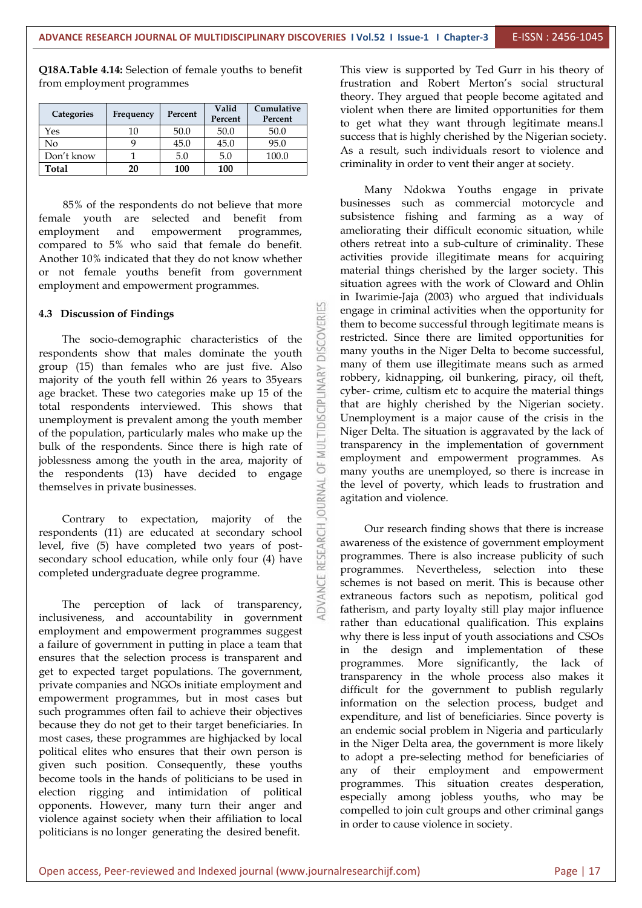**Q18A.Table 4.14:** Selection of female youths to benefit from employment programmes

| Categories | Frequency | Percent | Valid Percent | Cumulative Percent |
|---|---|---|---|---|
| Yes | 10 | 50.0 | 50.0 | 50.0 |
| No | 9 | 45.0 | 45.0 | 95.0 |
| Don't know | 1 | 5.0 | 5.0 | 100.0 |
| **Total** | **20** | **100** | **100** | |

85% of the respondents do not believe that more female youth are selected and benefit from employment and empowerment programmes, compared to 5% who said that female do benefit. Another 10% indicated that they do not know whether or not female youths benefit from government employment and empowerment programmes.

### 4.3 Discussion of Findings

The socio-demographic characteristics of the respondents show that males dominate the youth group (15) than females who are just five. Also majority of the youth fell within 26 years to 35years age bracket. These two categories make up 15 of the total respondents interviewed. This shows that unemployment is prevalent among the youth member of the population, particularly males who make up the bulk of the respondents. Since there is high rate of joblessness among the youth in the area, majority of the respondents (13) have decided to engage themselves in private businesses.

Contrary to expectation, majority of the respondents (11) are educated at secondary school level, five (5) have completed two years of post-secondary school education, while only four (4) have completed undergraduate degree programme.

The perception of lack of transparency, inclusiveness, and accountability in government employment and empowerment programmes suggest a failure of government in putting in place a team that ensures that the selection process is transparent and get to expected target populations. The government, private companies and NGOs initiate employment and empowerment programmes, but in most cases but such programmes often fail to achieve their objectives because they do not get to their target beneficiaries. In most cases, these programmes are highjacked by local political elites who ensures that their own person is given such position. Consequently, these youths become tools in the hands of politicians to be used in election rigging and intimidation of political opponents. However, many turn their anger and violence against society when their affiliation to local politicians is no longer generating the desired benefit.

This view is supported by Ted Gurr in his theory of frustration and Robert Merton's social structural theory. They argued that people become agitated and violent when there are limited opportunities for them to get what they want through legitimate means.l success that is highly cherished by the Nigerian society. As a result, such individuals resort to violence and criminality in order to vent their anger at society.

Many Ndokwa Youths engage in private businesses such as commercial motorcycle and subsistence fishing and farming as a way of ameliorating their difficult economic situation, while others retreat into a sub-culture of criminality. These activities provide illegitimate means for acquiring material things cherished by the larger society. This situation agrees with the work of Cloward and Ohlin in Iwarimie-Jaja (2003) who argued that individuals engage in criminal activities when the opportunity for them to become successful through legitimate means is restricted. Since there are limited opportunities for many youths in the Niger Delta to become successful, many of them use illegitimate means such as armed robbery, kidnapping, oil bunkering, piracy, oil theft, cyber- crime, cultism etc to acquire the material things that are highly cherished by the Nigerian society. Unemployment is a major cause of the crisis in the Niger Delta. The situation is aggravated by the lack of transparency in the implementation of government employment and empowerment programmes. As many youths are unemployed, so there is increase in the level of poverty, which leads to frustration and agitation and violence.

Our research finding shows that there is increase awareness of the existence of government employment programmes. There is also increase publicity of such programmes. Nevertheless, selection into these schemes is not based on merit. This is because other extraneous factors such as nepotism, political god fatherism, and party loyalty still play major influence rather than educational qualification. This explains why there is less input of youth associations and CSOs in the design and implementation of these programmes. More significantly, the lack of transparency in the whole process also makes it difficult for the government to publish regularly information on the selection process, budget and expenditure, and list of beneficiaries. Since poverty is an endemic social problem in Nigeria and particularly in the Niger Delta area, the government is more likely to adopt a pre-selecting method for beneficiaries of any of their employment and empowerment programmes. This situation creates desperation, especially among jobless youths, who may be compelled to join cult groups and other criminal gangs in order to cause violence in society.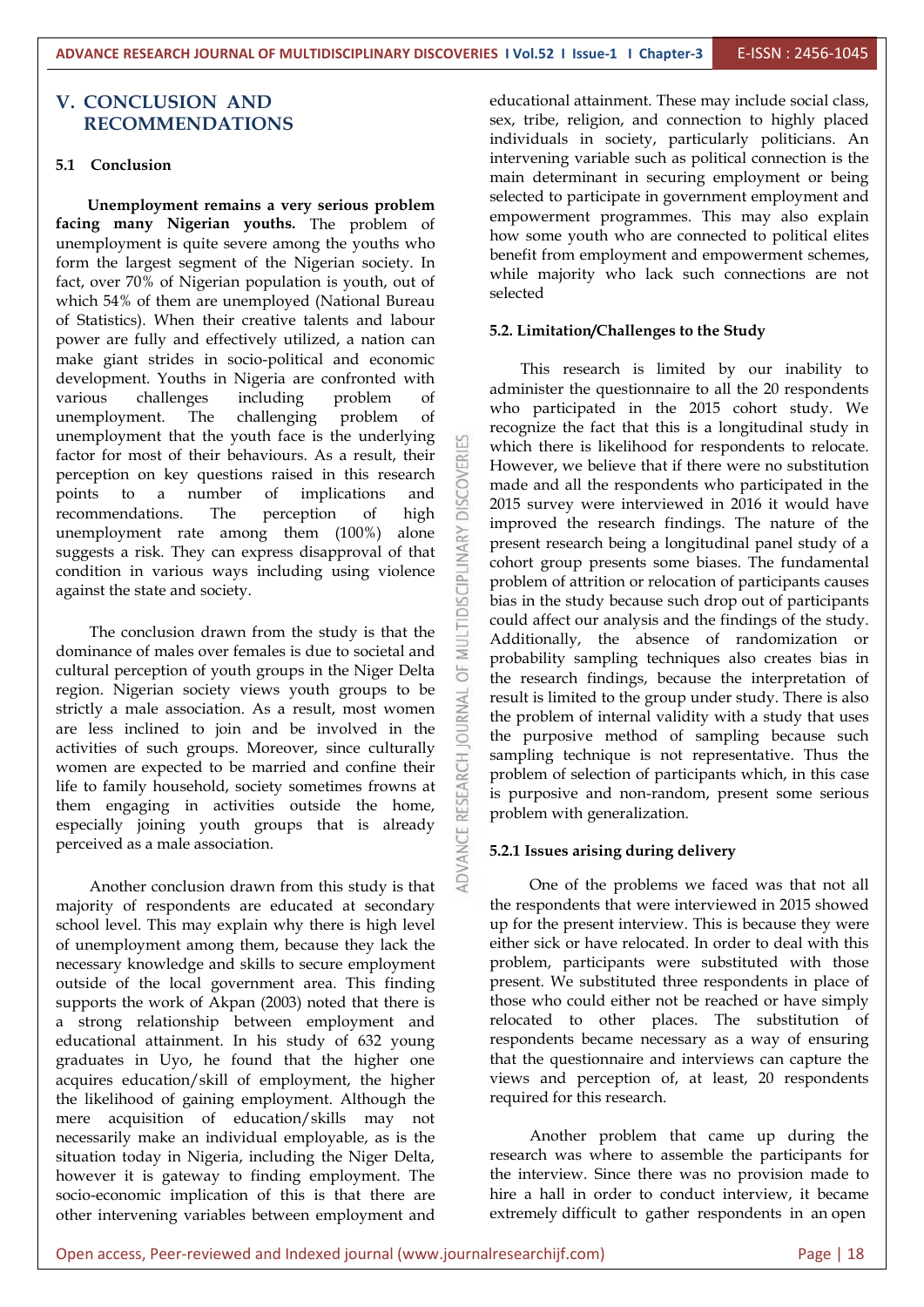# V. CONCLUSION AND RECOMMENDATIONS

## 5.1 Conclusion

**Unemployment remains a very serious problem facing many Nigerian youths.** The problem of unemployment is quite severe among the youths who form the largest segment of the Nigerian society. In fact, over 70% of Nigerian population is youth, out of which 54% of them are unemployed (National Bureau of Statistics). When their creative talents and labour power are fully and effectively utilized, a nation can make giant strides in socio-political and economic development. Youths in Nigeria are confronted with various challenges including problem of unemployment. The challenging problem of unemployment that the youth face is the underlying factor for most of their behaviours. As a result, their perception on key questions raised in this research points to a number of implications and recommendations. The perception of high unemployment rate among them (100%) alone suggests a risk. They can express disapproval of that condition in various ways including using violence against the state and society.

The conclusion drawn from the study is that the dominance of males over females is due to societal and cultural perception of youth groups in the Niger Delta region. Nigerian society views youth groups to be strictly a male association. As a result, most women are less inclined to join and be involved in the activities of such groups. Moreover, since culturally women are expected to be married and confine their life to family household, society sometimes frowns at them engaging in activities outside the home, especially joining youth groups that is already perceived as a male association.

Another conclusion drawn from this study is that majority of respondents are educated at secondary school level. This may explain why there is high level of unemployment among them, because they lack the necessary knowledge and skills to secure employment outside of the local government area. This finding supports the work of Akpan (2003) noted that there is a strong relationship between employment and educational attainment. In his study of 632 young graduates in Uyo, he found that the higher one acquires education/skill of employment, the higher the likelihood of gaining employment. Although the mere acquisition of education/skills may not necessarily make an individual employable, as is the situation today in Nigeria, including the Niger Delta, however it is gateway to finding employment. The socio-economic implication of this is that there are other intervening variables between employment and educational attainment. These may include social class, sex, tribe, religion, and connection to highly placed individuals in society, particularly politicians. An intervening variable such as political connection is the main determinant in securing employment or being selected to participate in government employment and empowerment programmes. This may also explain how some youth who are connected to political elites benefit from employment and empowerment schemes, while majority who lack such connections are not selected

## 5.2. Limitation/Challenges to the Study

This research is limited by our inability to administer the questionnaire to all the 20 respondents who participated in the 2015 cohort study. We recognize the fact that this is a longitudinal study in which there is likelihood for respondents to relocate. However, we believe that if there were no substitution made and all the respondents who participated in the 2015 survey were interviewed in 2016 it would have improved the research findings. The nature of the present research being a longitudinal panel study of a cohort group presents some biases. The fundamental problem of attrition or relocation of participants causes bias in the study because such drop out of participants could affect our analysis and the findings of the study. Additionally, the absence of randomization or probability sampling techniques also creates bias in the research findings, because the interpretation of result is limited to the group under study. There is also the problem of internal validity with a study that uses the purposive method of sampling because such sampling technique is not representative. Thus the problem of selection of participants which, in this case is purposive and non-random, present some serious problem with generalization.

### 5.2.1 Issues arising during delivery

One of the problems we faced was that not all the respondents that were interviewed in 2015 showed up for the present interview. This is because they were either sick or have relocated. In order to deal with this problem, participants were substituted with those present. We substituted three respondents in place of those who could either not be reached or have simply relocated to other places. The substitution of respondents became necessary as a way of ensuring that the questionnaire and interviews can capture the views and perception of, at least, 20 respondents required for this research.

Another problem that came up during the research was where to assemble the participants for the interview. Since there was no provision made to hire a hall in order to conduct interview, it became extremely difficult to gather respondents in an open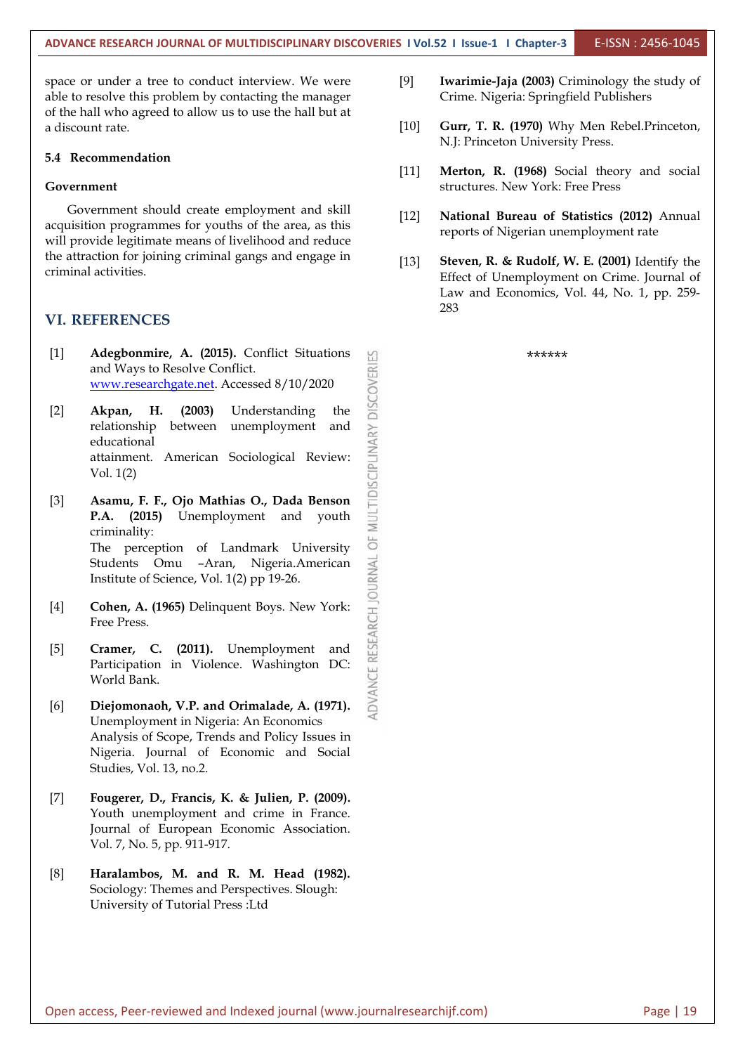space or under a tree to conduct interview. We were able to resolve this problem by contacting the manager of the hall who agreed to allow us to use the hall but at a discount rate.

### 5.4 Recommendation

**Government**

Government should create employment and skill acquisition programmes for youths of the area, as this will provide legitimate means of livelihood and reduce the attraction for joining criminal gangs and engage in criminal activities.

## VI. REFERENCES

[1] **Adegbonmire, A. (2015).** Conflict Situations and Ways to Resolve Conflict. www.researchgate.net. Accessed 8/10/2020

[2] **Akpan, H. (2003)** Understanding the relationship between unemployment and educational attainment. American Sociological Review: Vol. 1(2)

[3] **Asamu, F. F., Ojo Mathias O., Dada Benson P.A. (2015)** Unemployment and youth criminality: The perception of Landmark University Students Omu –Aran, Nigeria.American Institute of Science, Vol. 1(2) pp 19-26.

[4] **Cohen, A. (1965)** Delinquent Boys. New York: Free Press.

[5] **Cramer, C. (2011).** Unemployment and Participation in Violence. Washington DC: World Bank.

[6] **Diejomonaoh, V.P. and Orimalade, A. (1971).** Unemployment in Nigeria: An Economics Analysis of Scope, Trends and Policy Issues in Nigeria. Journal of Economic and Social Studies, Vol. 13, no.2.

[7] **Fougerer, D., Francis, K. & Julien, P. (2009).** Youth unemployment and crime in France. Journal of European Economic Association. Vol. 7, No. 5, pp. 911-917.

[8] **Haralambos, M. and R. M. Head (1982).** Sociology: Themes and Perspectives. Slough: University of Tutorial Press :Ltd

[9] **Iwarimie-Jaja (2003)** Criminology the study of Crime. Nigeria: Springfield Publishers

[10] **Gurr, T. R. (1970)** Why Men Rebel.Princeton, N.J: Princeton University Press.

[11] **Merton, R. (1968)** Social theory and social structures. New York: Free Press

[12] **National Bureau of Statistics (2012)** Annual reports of Nigerian unemployment rate

[13] **Steven, R. & Rudolf, W. E. (2001)** Identify the Effect of Unemployment on Crime. Journal of Law and Economics, Vol. 44, No. 1, pp. 259-283

******